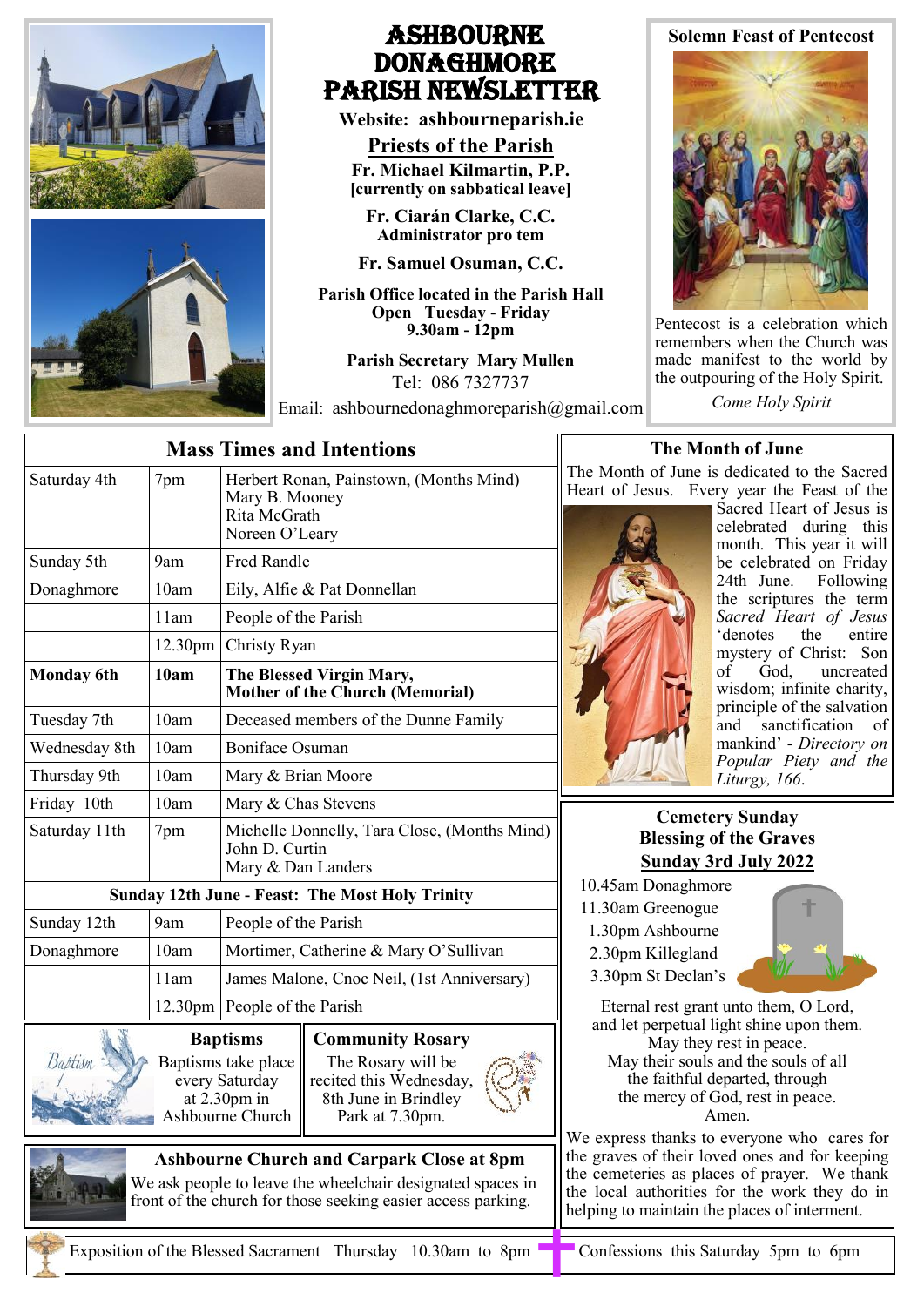# ASHBOURNE DONAGHMORE PARISH NEWSLETTER

**Website: ashbourneparish.ie**

## Priests of the Parish

**Fr. Michael Kilmartin, P.P.**
**[currently on sabbatical leave]**

**Fr. Ciarán Clarke, C.C.**
**Administrator pro tem**

**Fr. Samuel Osuman, C.C.**

**Parish Office located in the Parish Hall**
**Open Tuesday - Friday**
**9.30am - 12pm**

**Parish Secretary Mary Mullen**
Tel: 086 7327737

Email: ashbournedonaghmoreparish@gmail.com

## Solemn Feast of Pentecost

Pentecost is a celebration which remembers when the Church was made manifest to the world by the outpouring of the Holy Spirit.

*Come Holy Spirit*

## Mass Times and Intentions

| | | |
|---|---|---|
| Saturday 4th | 7pm | Herbert Ronan, Painstown, (Months Mind)<br>Mary B. Mooney<br>Rita McGrath<br>Noreen O'Leary |
| Sunday 5th | 9am | Fred Randle |
| Donaghmore | 10am | Eily, Alfie & Pat Donnellan |
| | 11am | People of the Parish |
| | 12.30pm | Christy Ryan |
| **Monday 6th** | **10am** | **The Blessed Virgin Mary, Mother of the Church (Memorial)** |
| Tuesday 7th | 10am | Deceased members of the Dunne Family |
| Wednesday 8th | 10am | Boniface Osuman |
| Thursday 9th | 10am | Mary & Brian Moore |
| Friday 10th | 10am | Mary & Chas Stevens |
| Saturday 11th | 7pm | Michelle Donnelly, Tara Close, (Months Mind)<br>John D. Curtin<br>Mary & Dan Landers |
| **Sunday 12th June - Feast: The Most Holy Trinity** | | |
| Sunday 12th | 9am | People of the Parish |
| Donaghmore | 10am | Mortimer, Catherine & Mary O'Sullivan |
| | 11am | James Malone, Cnoc Neil, (1st Anniversary) |
| | 12.30pm | People of the Parish |

### Baptisms

Baptisms take place every Saturday at 2.30pm in Ashbourne Church

### Community Rosary

The Rosary will be recited this Wednesday, 8th June in Brindley Park at 7.30pm.

### Ashbourne Church and Carpark Close at 8pm

We ask people to leave the wheelchair designated spaces in front of the church for those seeking easier access parking.

## The Month of June

The Month of June is dedicated to the Sacred Heart of Jesus. Every year the Feast of the Sacred Heart of Jesus is celebrated during this month. This year it will be celebrated on Friday 24th June. Following the scriptures the term *Sacred Heart of Jesus* 'denotes the entire mystery of Christ: Son of God, uncreated wisdom; infinite charity, principle of the salvation and sanctification of mankind' - *Directory on Popular Piety and the Liturgy, 166*.

## Cemetery Sunday
## Blessing of the Graves
## Sunday 3rd July 2022

10.45am Donaghmore
11.30am Greenogue
1.30pm Ashbourne
2.30pm Killegland
3.30pm St Declan's

Eternal rest grant unto them, O Lord,
and let perpetual light shine upon them.
May they rest in peace.
May their souls and the souls of all
the faithful departed, through
the mercy of God, rest in peace.
Amen.

We express thanks to everyone who cares for the graves of their loved ones and for keeping the cemeteries as places of prayer. We thank the local authorities for the work they do in helping to maintain the places of interment.

Exposition of the Blessed Sacrament Thursday 10.30am to 8pm

Confessions this Saturday 5pm to 6pm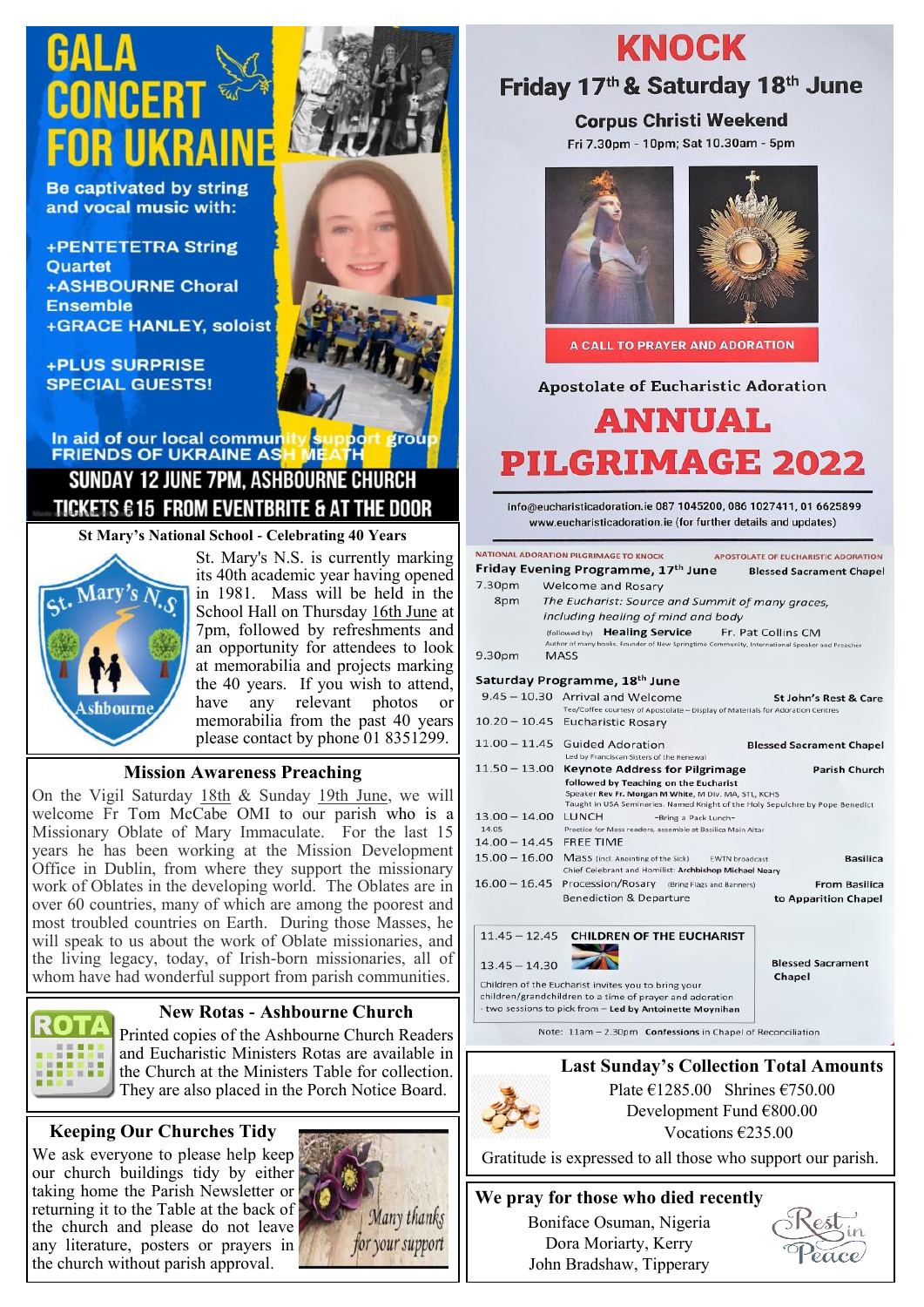# GALA CONCERT FOR UKRAINE

Be captivated by string and vocal music with:

+PENTETETRA String Quartet
+ASHBOURNE Choral Ensemble
+GRACE HANLEY, soloist

+PLUS SURPRISE SPECIAL GUESTS!

In aid of our local community support group FRIENDS OF UKRAINE ASH MEATH

SUNDAY 12 JUNE 7PM, ASHBOURNE CHURCH
TICKETS €15 FROM EVENTBRITE & AT THE DOOR

## St Mary's National School - Celebrating 40 Years

St. Mary's N.S. is currently marking its 40th academic year having opened in 1981. Mass will be held in the School Hall on Thursday 16th June at 7pm, followed by refreshments and an opportunity for attendees to look at memorabilia and projects marking the 40 years. If you wish to attend, have any relevant photos or memorabilia from the past 40 years please contact by phone 01 8351299.

## Mission Awareness Preaching

On the Vigil Saturday 18th & Sunday 19th June, we will welcome Fr Tom McCabe OMI to our parish who is a Missionary Oblate of Mary Immaculate. For the last 15 years he has been working at the Mission Development Office in Dublin, from where they support the missionary work of Oblates in the developing world. The Oblates are in over 60 countries, many of which are among the poorest and most troubled countries on Earth. During those Masses, he will speak to us about the work of Oblate missionaries, and the living legacy, today, of Irish-born missionaries, all of whom have had wonderful support from parish communities.

## New Rotas - Ashbourne Church

Printed copies of the Ashbourne Church Readers and Eucharistic Ministers Rotas are available in the Church at the Ministers Table for collection. They are also placed in the Porch Notice Board.

## Keeping Our Churches Tidy

We ask everyone to please help keep our church buildings tidy by either taking home the Parish Newsletter or returning it to the Table at the back of the church and please do not leave any literature, posters or prayers in the church without parish approval.

Many thanks for your support

# KNOCK

## Friday 17th & Saturday 18th June

**Corpus Christi Weekend**

Fri 7.30pm - 10pm; Sat 10.30am - 5pm

A CALL TO PRAYER AND ADORATION

Apostolate of Eucharistic Adoration

# ANNUAL PILGRIMAGE 2022

info@eucharisticadoration.ie 087 1045200, 086 1027411, 01 6625899
www.eucharisticadoration.ie (for further details and updates)

NATIONAL ADORATION PILGRIMAGE TO KNOCK — APOSTOLATE OF EUCHARISTIC ADORATION

**Friday Evening Programme, 17th June** — Blessed Sacrament Chapel

| | |
|---|---|
| 7.30pm | Welcome and Rosary |
| 8pm | *The Eucharist: Source and Summit of many graces, including healing of mind and body* (followed by) **Healing Service** — Fr. Pat Collins CM (Author of many books, Founder of New Springtime Community, International Speaker and Preacher) |
| 9.30pm | MASS |

**Saturday Programme, 18th June**

| Time | Programme | Location |
|---|---|---|
| 9.45 – 10.30 | Arrival and Welcome (Tea/Coffee courtesy of Apostolate – Display of Materials for Adoration Centres) | St John's Rest & Care |
| 10.20 – 10.45 | Eucharistic Rosary | |
| 11.00 – 11.45 | Guided Adoration (Led by Franciscan Sisters of the Renewal) | Blessed Sacrament Chapel |
| 11.50 – 13.00 | **Keynote Address for Pilgrimage** followed by Teaching on the Eucharist. Speaker Rev Fr. Morgan M White, M Div, MA, STL, KCHS. Taught in USA Seminaries. Named Knight of the Holy Sepulchre by Pope Benedict | Parish Church |
| 13.00 – 14.00 | LUNCH –Bring a Pack Lunch– | |
| 14.05 | Practice for Mass readers, assemble at Basilica Main Altar | |
| 14.00 – 14.45 | FREE TIME | |
| 15.00 – 16.00 | Mass (incl. Anointing of the Sick) EWTN broadcast. Chief Celebrant and Homilist: Archbishop Michael Neary | Basilica |
| 16.00 – 16.45 | Procession/Rosary (Bring Flags and Banners) Benediction & Departure | From Basilica to Apparition Chapel |

| | | |
|---|---|---|
| 11.45 – 12.45 | CHILDREN OF THE EUCHARIST | Blessed Sacrament Chapel |
| 13.45 – 14.30 | | |

Children of the Eucharist invites you to bring your children/grandchildren to a time of prayer and adoration - two sessions to pick from – Led by Antoinette Moynihan

Note: 11am – 2.30pm Confessions in Chapel of Reconciliation

## Last Sunday's Collection Total Amounts

Plate €1285.00 Shrines €750.00
Development Fund €800.00
Vocations €235.00

Gratitude is expressed to all those who support our parish.

## We pray for those who died recently

Boniface Osuman, Nigeria
Dora Moriarty, Kerry
John Bradshaw, Tipperary

Rest in Peace